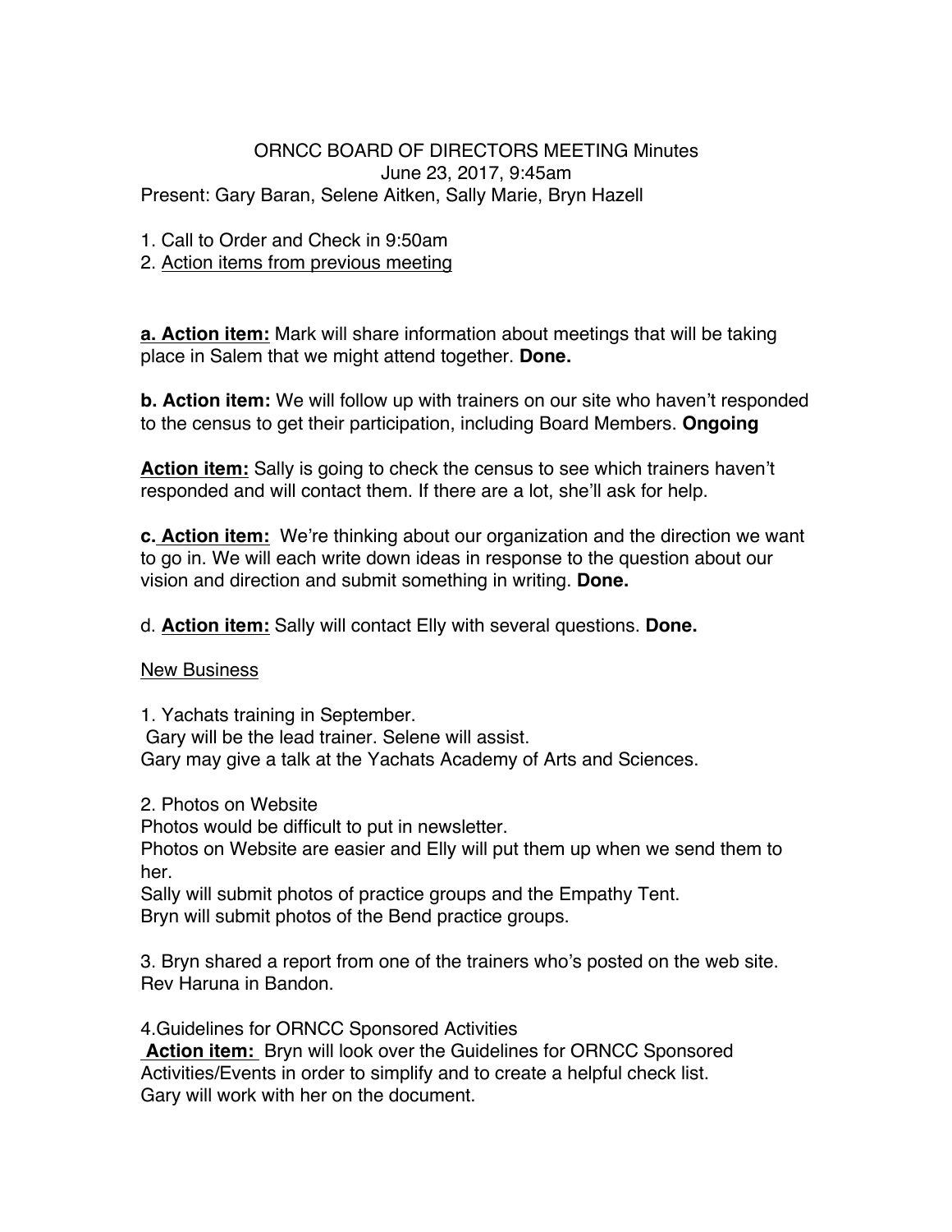# ORNCC BOARD OF DIRECTORS MEETING Minutes

June 23, 2017, 9:45am

Present: Gary Baran, Selene Aitken, Sally Marie, Bryn Hazell

1. Call to Order and Check in 9:50am
2. Action items from previous meeting

**a. Action item:** Mark will share information about meetings that will be taking place in Salem that we might attend together. **Done.**

**b. Action item:** We will follow up with trainers on our site who haven't responded to the census to get their participation, including Board Members. **Ongoing**

**Action item:** Sally is going to check the census to see which trainers haven't responded and will contact them. If there are a lot, she'll ask for help.

**c. Action item:** We're thinking about our organization and the direction we want to go in. We will each write down ideas in response to the question about our vision and direction and submit something in writing. **Done.**

d. **Action item:** Sally will contact Elly with several questions. **Done.**

New Business

1. Yachats training in September.
Gary will be the lead trainer. Selene will assist.
Gary may give a talk at the Yachats Academy of Arts and Sciences.

2. Photos on Website
Photos would be difficult to put in newsletter.
Photos on Website are easier and Elly will put them up when we send them to her.
Sally will submit photos of practice groups and the Empathy Tent.
Bryn will submit photos of the Bend practice groups.

3. Bryn shared a report from one of the trainers who's posted on the web site. Rev Haruna in Bandon.

4. Guidelines for ORNCC Sponsored Activities
**Action item:** Bryn will look over the Guidelines for ORNCC Sponsored Activities/Events in order to simplify and to create a helpful check list.
Gary will work with her on the document.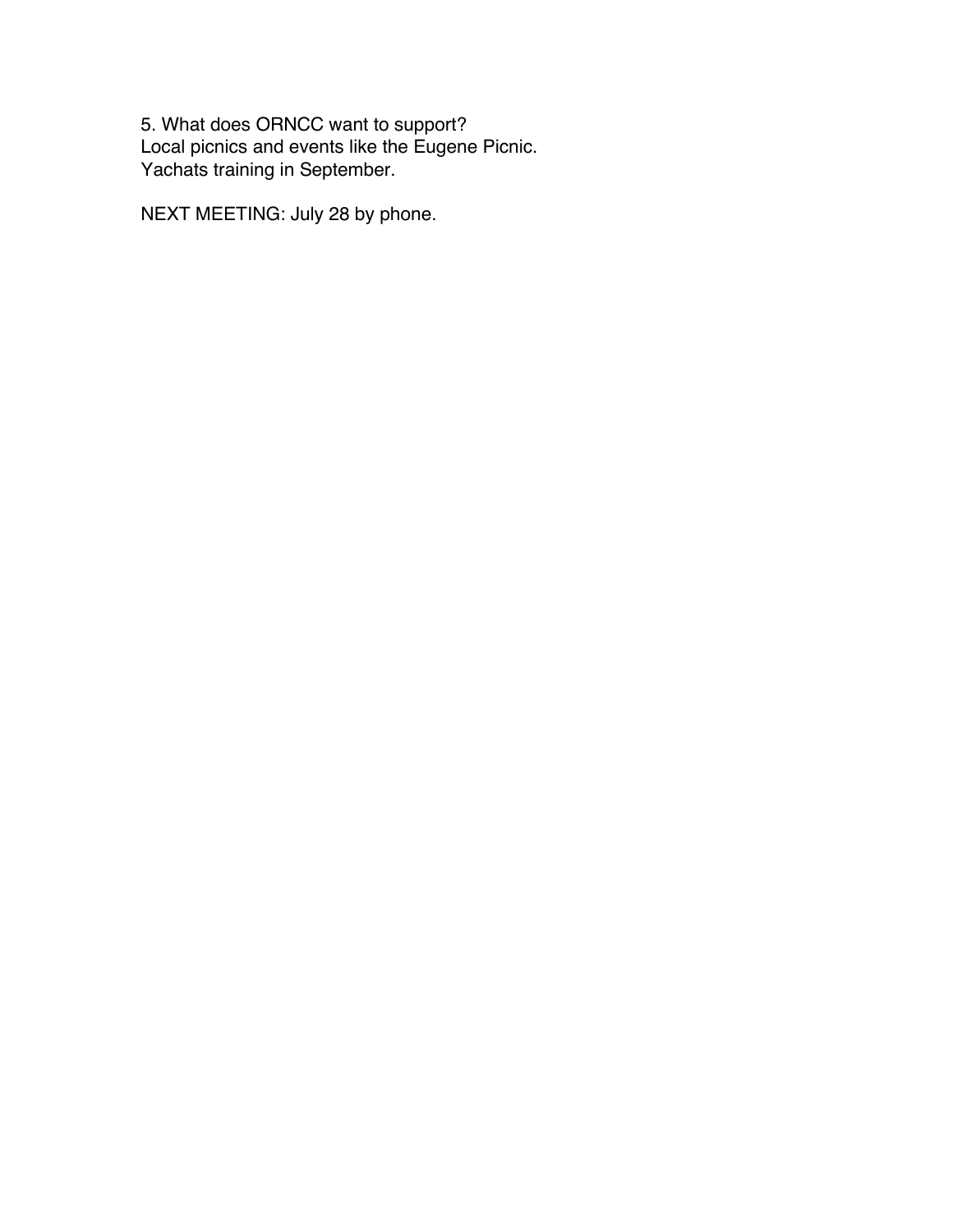5. What does ORNCC want to support?
Local picnics and events like the Eugene Picnic.
Yachats training in September.

NEXT MEETING: July 28 by phone.